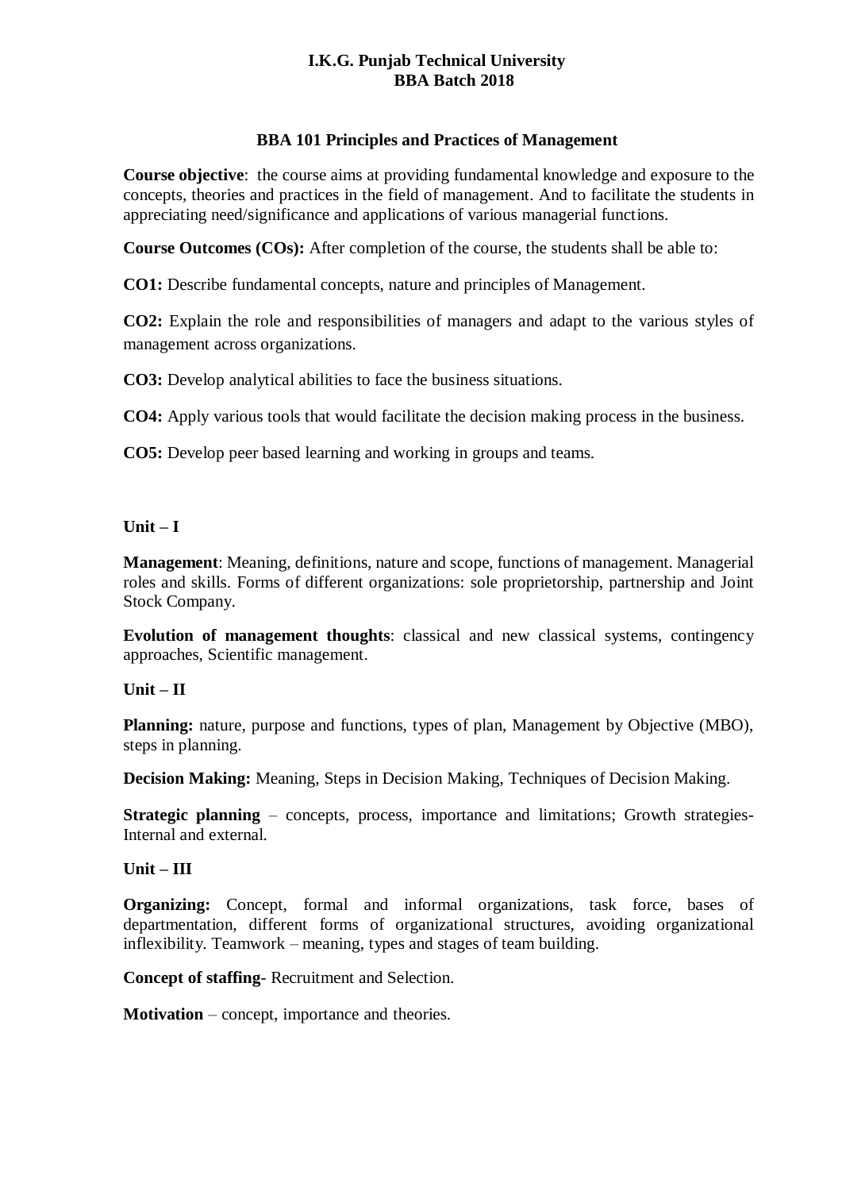# I.K.G. Punjab Technical University
## BBA Batch 2018

### BBA 101 Principles and Practices of Management

**Course objective**: the course aims at providing fundamental knowledge and exposure to the concepts, theories and practices in the field of management. And to facilitate the students in appreciating need/significance and applications of various managerial functions.

**Course Outcomes (COs):** After completion of the course, the students shall be able to:

**CO1:** Describe fundamental concepts, nature and principles of Management.

**CO2:** Explain the role and responsibilities of managers and adapt to the various styles of management across organizations.

**CO3:** Develop analytical abilities to face the business situations.

**CO4:** Apply various tools that would facilitate the decision making process in the business.

**CO5:** Develop peer based learning and working in groups and teams.

**Unit – I**

**Management**: Meaning, definitions, nature and scope, functions of management. Managerial roles and skills. Forms of different organizations: sole proprietorship, partnership and Joint Stock Company.

**Evolution of management thoughts**: classical and new classical systems, contingency approaches, Scientific management.

**Unit – II**

**Planning:** nature, purpose and functions, types of plan, Management by Objective (MBO), steps in planning.

**Decision Making:** Meaning, Steps in Decision Making, Techniques of Decision Making.

**Strategic planning** – concepts, process, importance and limitations; Growth strategies-Internal and external.

**Unit – III**

**Organizing:** Concept, formal and informal organizations, task force, bases of departmentation, different forms of organizational structures, avoiding organizational inflexibility. Teamwork – meaning, types and stages of team building.

**Concept of staffing**- Recruitment and Selection.

**Motivation** – concept, importance and theories.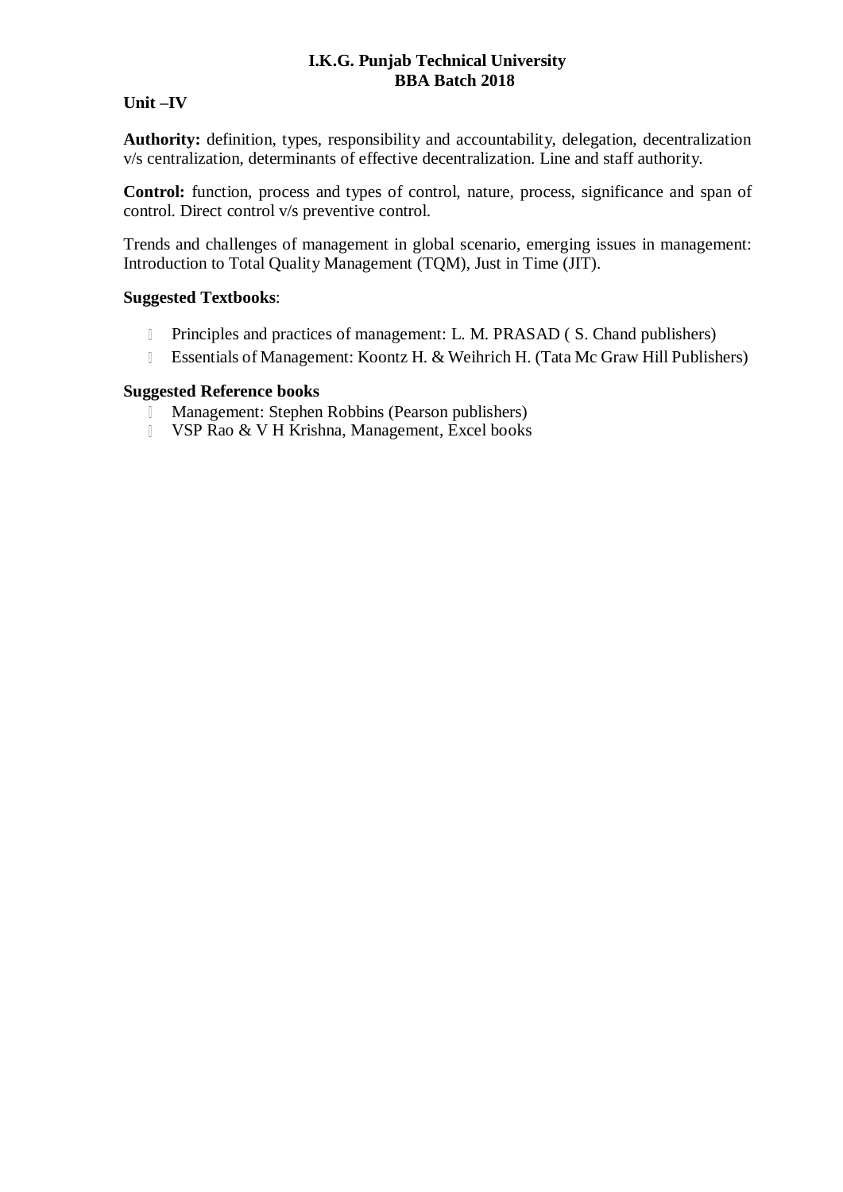**I.K.G. Punjab Technical University**
**BBA Batch 2018**

**Unit –IV**

**Authority:** definition, types, responsibility and accountability, delegation, decentralization v/s centralization, determinants of effective decentralization. Line and staff authority.

**Control:** function, process and types of control, nature, process, significance and span of control. Direct control v/s preventive control.

Trends and challenges of management in global scenario, emerging issues in management: Introduction to Total Quality Management (TQM), Just in Time (JIT).

**Suggested Textbooks**:

- Principles and practices of management: L. M. PRASAD ( S. Chand publishers)
- Essentials of Management: Koontz H. & Weihrich H. (Tata Mc Graw Hill Publishers)

**Suggested Reference books**

- Management: Stephen Robbins (Pearson publishers)
- VSP Rao & V H Krishna, Management, Excel books